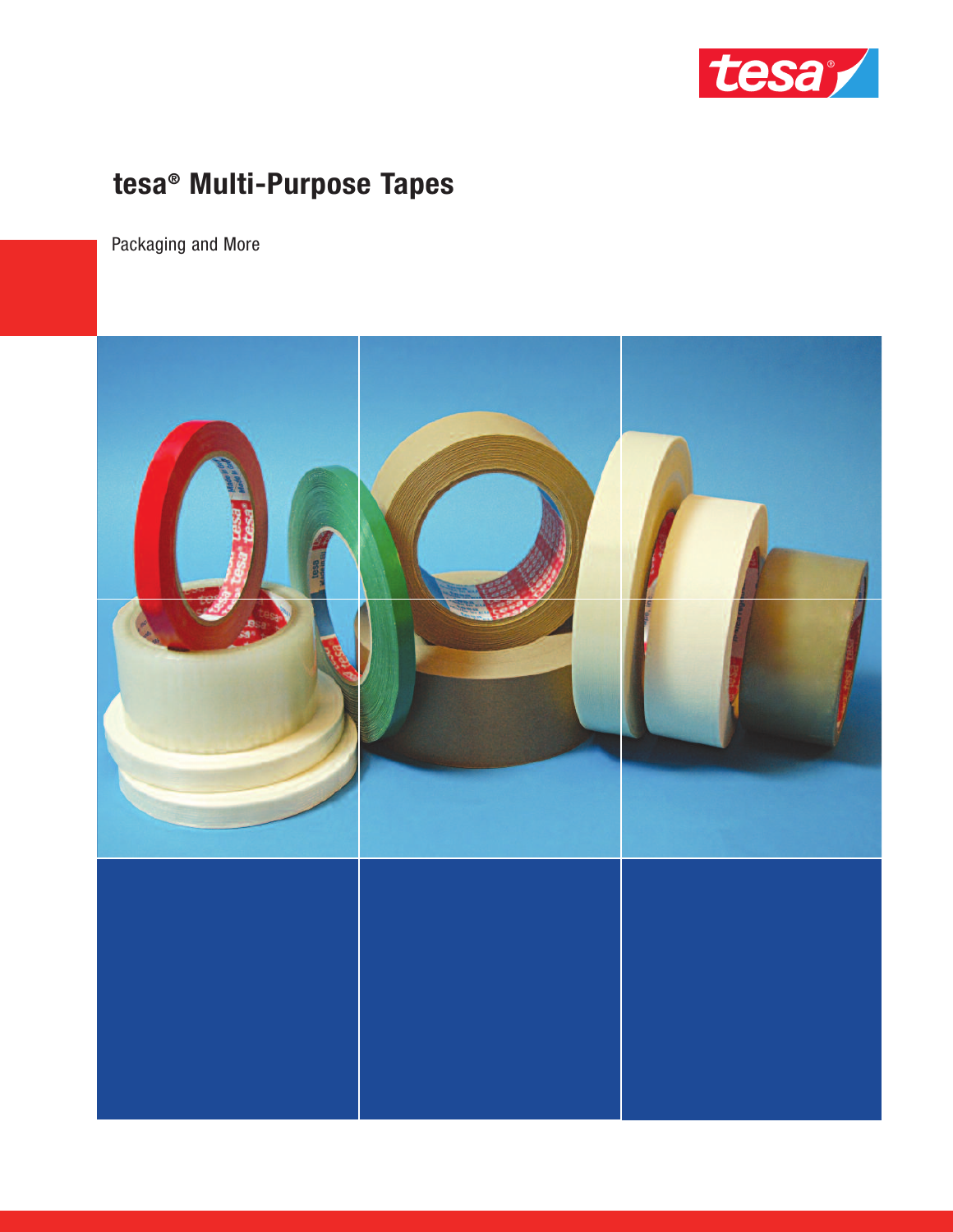# tesa® Multi-Purpose Tapes

Packaging and More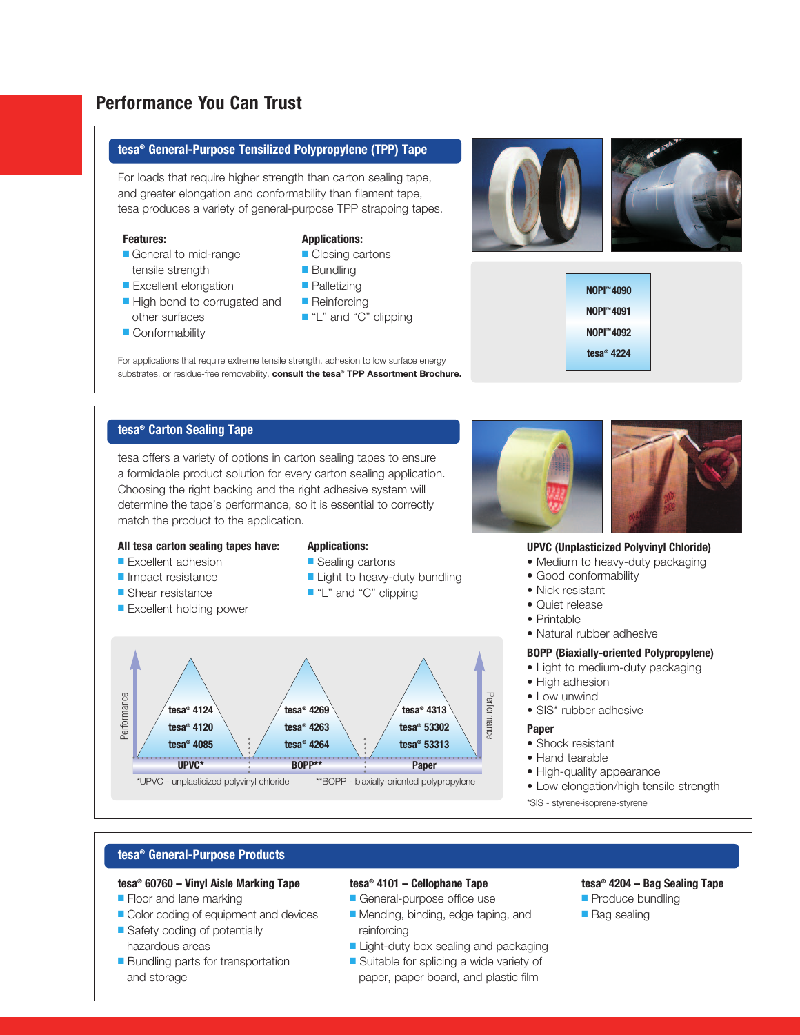# Performance You Can Trust

## tesa® General-Purpose Tensilized Polypropylene (TPP) Tape

For loads that require higher strength than carton sealing tape, and greater elongation and conformability than filament tape, tesa produces a variety of general-purpose TPP strapping tapes.

**Features:**
- General to mid-range tensile strength
- Excellent elongation
- High bond to corrugated and other surfaces
- Conformability

**Applications:**
- Closing cartons
- Bundling
- Palletizing
- Reinforcing
- "L" and "C" clipping

For applications that require extreme tensile strength, adhesion to low surface energy substrates, or residue-free removability, **consult the tesa® TPP Assortment Brochure.**

**NOPI™ 4090**
**NOPI™ 4091**
**NOPI™ 4092**
**tesa® 4224**

## tesa® Carton Sealing Tape

tesa offers a variety of options in carton sealing tapes to ensure a formidable product solution for every carton sealing application. Choosing the right backing and the right adhesive system will determine the tape's performance, so it is essential to correctly match the product to the application.

**All tesa carton sealing tapes have:**
- Excellent adhesion
- Impact resistance
- Shear resistance
- Excellent holding power

**Applications:**
- Sealing cartons
- Light to heavy-duty bundling
- "L" and "C" clipping

| UPVC* | BOPP** | Paper |
|---|---|---|
| tesa® 4124 | tesa® 4269 | tesa® 4313 |
| tesa® 4120 | tesa® 4263 | tesa® 53302 |
| tesa® 4085 | tesa® 4264 | tesa® 53313 |

(Performance increases toward the top.)

*UPVC - unplasticized polyvinyl chloride **BOPP - biaxially-oriented polypropylene

**UPVC (Unplasticized Polyvinyl Chloride)**
- Medium to heavy-duty packaging
- Good conformability
- Nick resistant
- Quiet release
- Printable
- Natural rubber adhesive

**BOPP (Biaxially-oriented Polypropylene)**
- Light to medium-duty packaging
- High adhesion
- Low unwind
- SIS* rubber adhesive

**Paper**
- Shock resistant
- Hand tearable
- High-quality appearance
- Low elongation/high tensile strength

*SIS - styrene-isoprene-styrene

## tesa® General-Purpose Products

**tesa® 60760 – Vinyl Aisle Marking Tape**
- Floor and lane marking
- Color coding of equipment and devices
- Safety coding of potentially hazardous areas
- Bundling parts for transportation and storage

**tesa® 4101 – Cellophane Tape**
- General-purpose office use
- Mending, binding, edge taping, and reinforcing
- Light-duty box sealing and packaging
- Suitable for splicing a wide variety of paper, paper board, and plastic film

**tesa® 4204 – Bag Sealing Tape**
- Produce bundling
- Bag sealing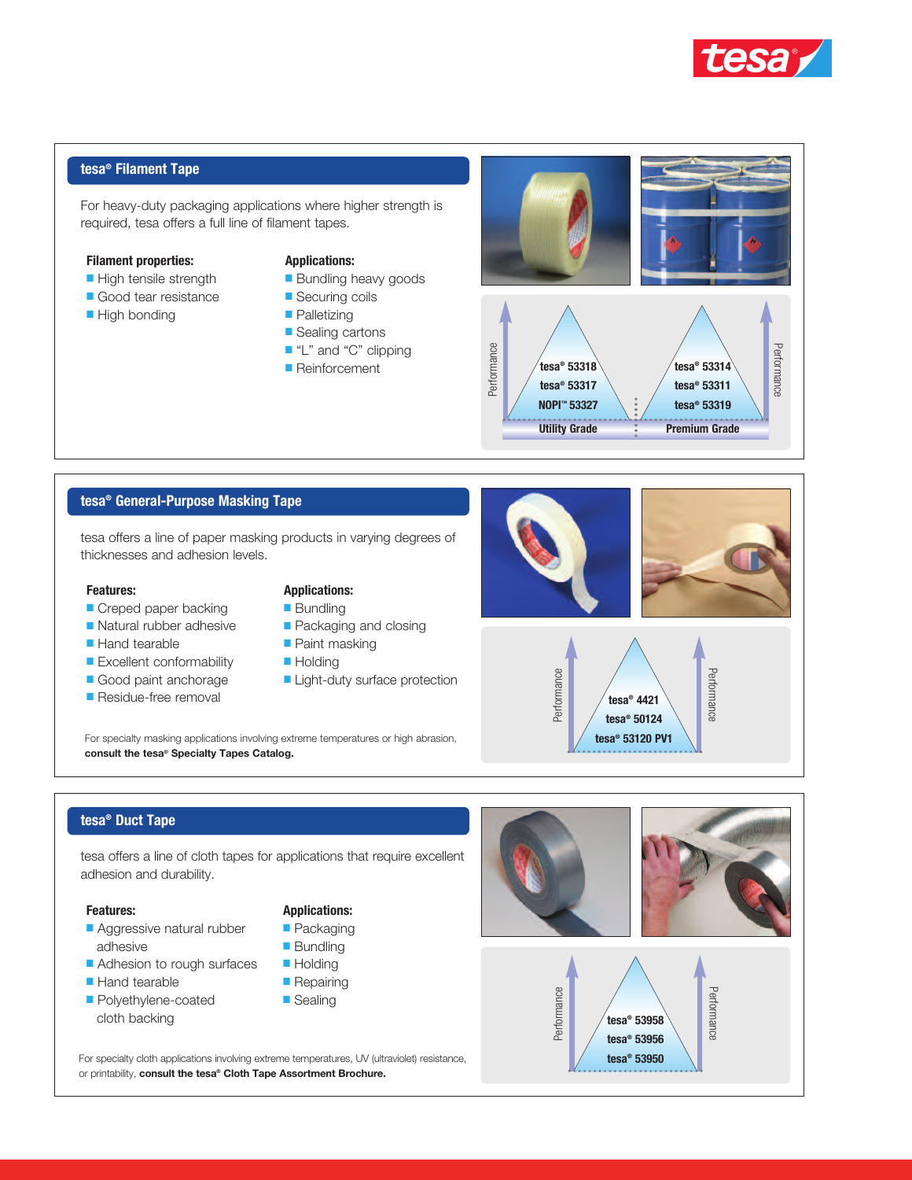## tesa® Filament Tape

For heavy-duty packaging applications where higher strength is required, tesa offers a full line of filament tapes.

**Filament properties:**

- High tensile strength
- Good tear resistance
- High bonding

**Applications:**

- Bundling heavy goods
- Securing coils
- Palletizing
- Sealing cartons
- "L" and "C" clipping
- Reinforcement

| Utility Grade | Premium Grade |
|---|---|
| tesa® 53318 | tesa® 53314 |
| tesa® 53317 | tesa® 53311 |
| NOPI™ 53327 | tesa® 53319 |

## tesa® General-Purpose Masking Tape

tesa offers a line of paper masking products in varying degrees of thicknesses and adhesion levels.

**Features:**

- Creped paper backing
- Natural rubber adhesive
- Hand tearable
- Excellent conformability
- Good paint anchorage
- Residue-free removal

**Applications:**

- Bundling
- Packaging and closing
- Paint masking
- Holding
- Light-duty surface protection

For specialty masking applications involving extreme temperatures or high abrasion, **consult the tesa® Specialty Tapes Catalog.**

Performance:

- tesa® 4421
- tesa® 50124
- tesa® 53120 PV1

## tesa® Duct Tape

tesa offers a line of cloth tapes for applications that require excellent adhesion and durability.

**Features:**

- Aggressive natural rubber adhesive
- Adhesion to rough surfaces
- Hand tearable
- Polyethylene-coated cloth backing

**Applications:**

- Packaging
- Bundling
- Holding
- Repairing
- Sealing

For specialty cloth applications involving extreme temperatures, UV (ultraviolet) resistance, or printability, **consult the tesa® Cloth Tape Assortment Brochure.**

Performance:

- tesa® 53958
- tesa® 53956
- tesa® 53950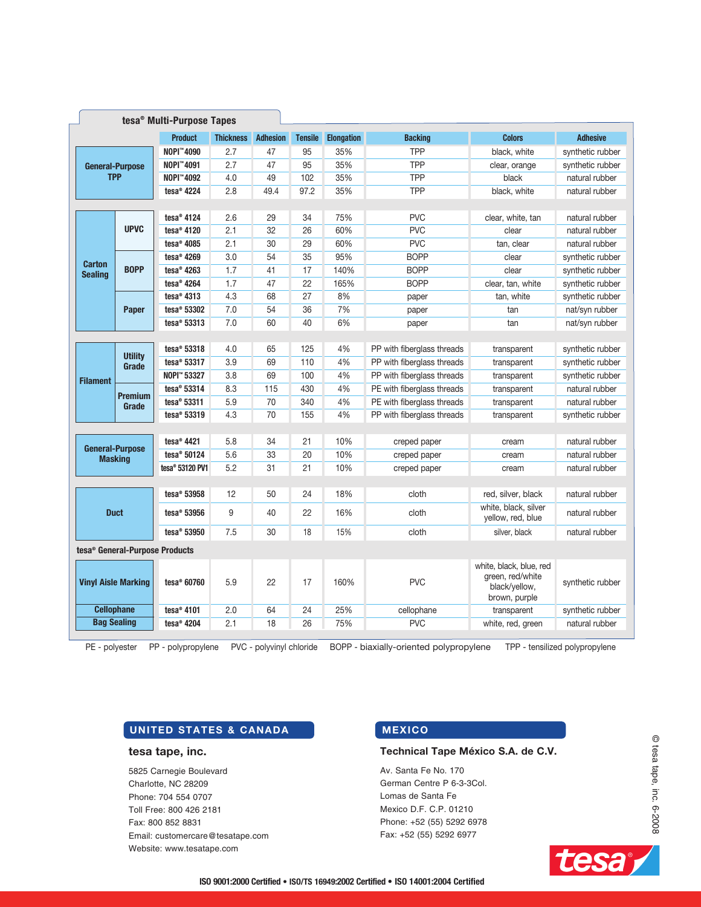## tesa® Multi-Purpose Tapes

| | | Product | Thickness | Adhesion | Tensile | Elongation | Backing | Colors | Adhesive |
|---|---|---|---|---|---|---|---|---|---|
| General-Purpose TPP | | NOPI™ 4090 | 2.7 | 47 | 95 | 35% | TPP | black, white | synthetic rubber |
| | | NOPI™ 4091 | 2.7 | 47 | 95 | 35% | TPP | clear, orange | synthetic rubber |
| | | NOPI™ 4092 | 4.0 | 49 | 102 | 35% | TPP | black | natural rubber |
| | | tesa® 4224 | 2.8 | 49.4 | 97.2 | 35% | TPP | black, white | natural rubber |
| Carton Sealing | UPVC | tesa® 4124 | 2.6 | 29 | 34 | 75% | PVC | clear, white, tan | natural rubber |
| | | tesa® 4120 | 2.1 | 32 | 26 | 60% | PVC | clear | natural rubber |
| | | tesa® 4085 | 2.1 | 30 | 29 | 60% | PVC | tan, clear | natural rubber |
| | BOPP | tesa® 4269 | 3.0 | 54 | 35 | 95% | BOPP | clear | synthetic rubber |
| | | tesa® 4263 | 1.7 | 41 | 17 | 140% | BOPP | clear | synthetic rubber |
| | | tesa® 4264 | 1.7 | 47 | 22 | 165% | BOPP | clear, tan, white | synthetic rubber |
| | Paper | tesa® 4313 | 4.3 | 68 | 27 | 8% | paper | tan, white | synthetic rubber |
| | | tesa® 53302 | 7.0 | 54 | 36 | 7% | paper | tan | nat/syn rubber |
| | | tesa® 53313 | 7.0 | 60 | 40 | 6% | paper | tan | nat/syn rubber |
| Filament | Utility Grade | tesa® 53318 | 4.0 | 65 | 125 | 4% | PP with fiberglass threads | transparent | synthetic rubber |
| | | tesa® 53317 | 3.9 | 69 | 110 | 4% | PP with fiberglass threads | transparent | synthetic rubber |
| | | NOPI™ 53327 | 3.8 | 69 | 100 | 4% | PP with fiberglass threads | transparent | synthetic rubber |
| | Premium Grade | tesa® 53314 | 8.3 | 115 | 430 | 4% | PE with fiberglass threads | transparent | natural rubber |
| | | tesa® 53311 | 5.9 | 70 | 340 | 4% | PE with fiberglass threads | transparent | natural rubber |
| | | tesa® 53319 | 4.3 | 70 | 155 | 4% | PP with fiberglass threads | transparent | synthetic rubber |
| General-Purpose Masking | | tesa® 4421 | 5.8 | 34 | 21 | 10% | creped paper | cream | natural rubber |
| | | tesa® 50124 | 5.6 | 33 | 20 | 10% | creped paper | cream | natural rubber |
| | | tesa® 53120 PV1 | 5.2 | 31 | 21 | 10% | creped paper | cream | natural rubber |
| Duct | | tesa® 53958 | 12 | 50 | 24 | 18% | cloth | red, silver, black | natural rubber |
| | | tesa® 53956 | 9 | 40 | 22 | 16% | cloth | white, black, silver yellow, red, blue | natural rubber |
| | | tesa® 53950 | 7.5 | 30 | 18 | 15% | cloth | silver, black | natural rubber |

### tesa® General-Purpose Products

| | Product | Thickness | Adhesion | Tensile | Elongation | Backing | Colors | Adhesive |
|---|---|---|---|---|---|---|---|---|
| Vinyl Aisle Marking | tesa® 60760 | 5.9 | 22 | 17 | 160% | PVC | white, black, blue, red green, red/white black/yellow, brown, purple | synthetic rubber |
| Cellophane | tesa® 4101 | 2.0 | 64 | 24 | 25% | cellophane | transparent | synthetic rubber |
| Bag Sealing | tesa® 4204 | 2.1 | 18 | 26 | 75% | PVC | white, red, green | natural rubber |

PE - polyester  PP - polypropylene  PVC - polyvinyl chloride  BOPP - biaxially-oriented polypropylene  TPP - tensilized polypropylene

### UNITED STATES & CANADA

**tesa tape, inc.**

5825 Carnegie Boulevard
Charlotte, NC 28209
Phone: 704 554 0707
Toll Free: 800 426 2181
Fax: 800 852 8831
Email: customercare@tesatape.com
Website: www.tesatape.com

### MEXICO

**Technical Tape México S.A. de C.V.**

Av. Santa Fe No. 170
German Centre P 6-3-3Col.
Lomas de Santa Fe
Mexico D.F. C.P. 01210
Phone: +52 (55) 5292 6978
Fax: +52 (55) 5292 6977

© tesa tape, inc. 6-2008

tesa®

ISO 9001:2000 Certified • ISO/TS 16949:2002 Certified • ISO 14001:2004 Certified